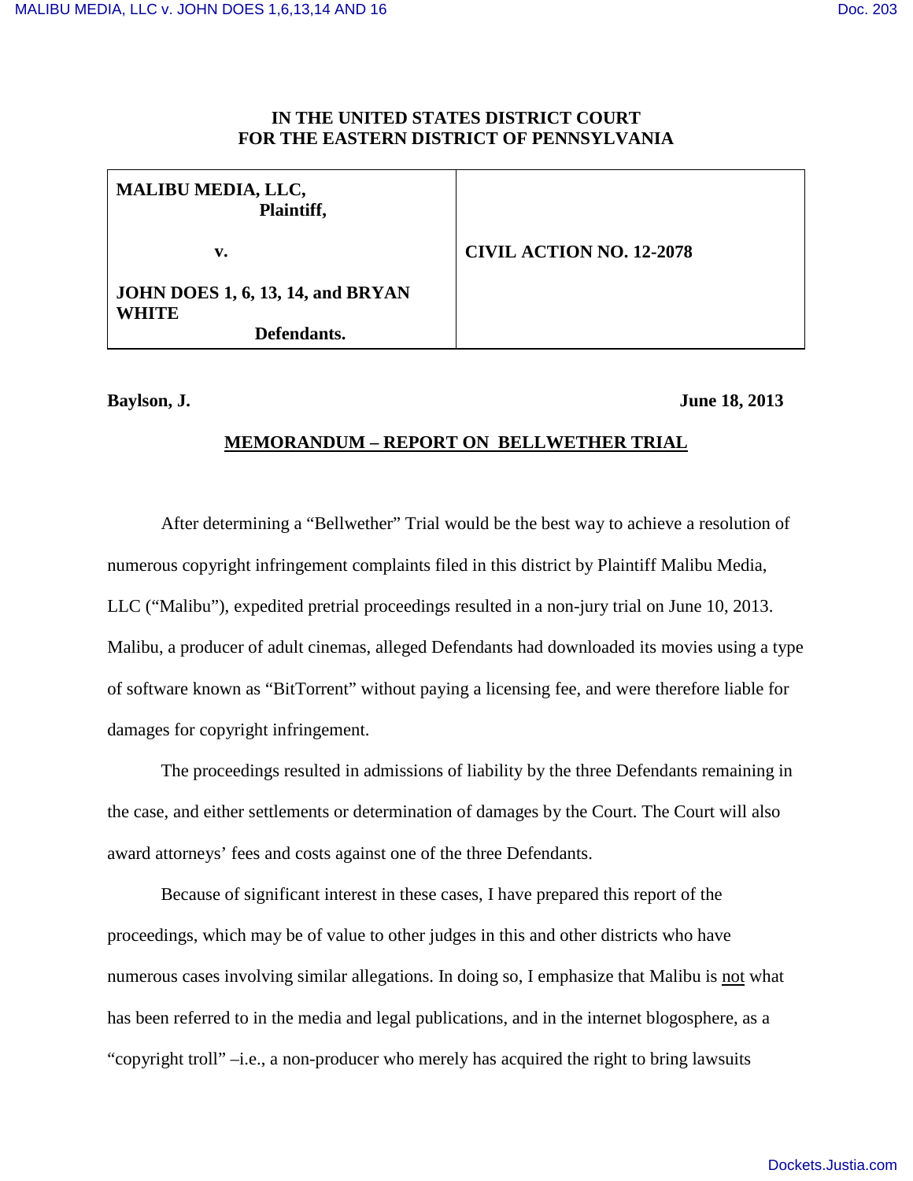# IN THE UNITED STATES DISTRICT COURT
# FOR THE EASTERN DISTRICT OF PENNSYLVANIA

| | |
|---|---|
| **MALIBU MEDIA, LLC,** **Plaintiff,** **v.** **JOHN DOES 1, 6, 13, 14, and BRYAN WHITE** **Defendants.** | **CIVIL ACTION NO. 12-2078** |

**Baylson, J.** **June 18, 2013**

## MEMORANDUM – REPORT ON BELLWETHER TRIAL

After determining a "Bellwether" Trial would be the best way to achieve a resolution of numerous copyright infringement complaints filed in this district by Plaintiff Malibu Media, LLC ("Malibu"), expedited pretrial proceedings resulted in a non-jury trial on June 10, 2013. Malibu, a producer of adult cinemas, alleged Defendants had downloaded its movies using a type of software known as "BitTorrent" without paying a licensing fee, and were therefore liable for damages for copyright infringement.

The proceedings resulted in admissions of liability by the three Defendants remaining in the case, and either settlements or determination of damages by the Court. The Court will also award attorneys' fees and costs against one of the three Defendants.

Because of significant interest in these cases, I have prepared this report of the proceedings, which may be of value to other judges in this and other districts who have numerous cases involving similar allegations. In doing so, I emphasize that Malibu is not what has been referred to in the media and legal publications, and in the internet blogosphere, as a "copyright troll" –i.e., a non-producer who merely has acquired the right to bring lawsuits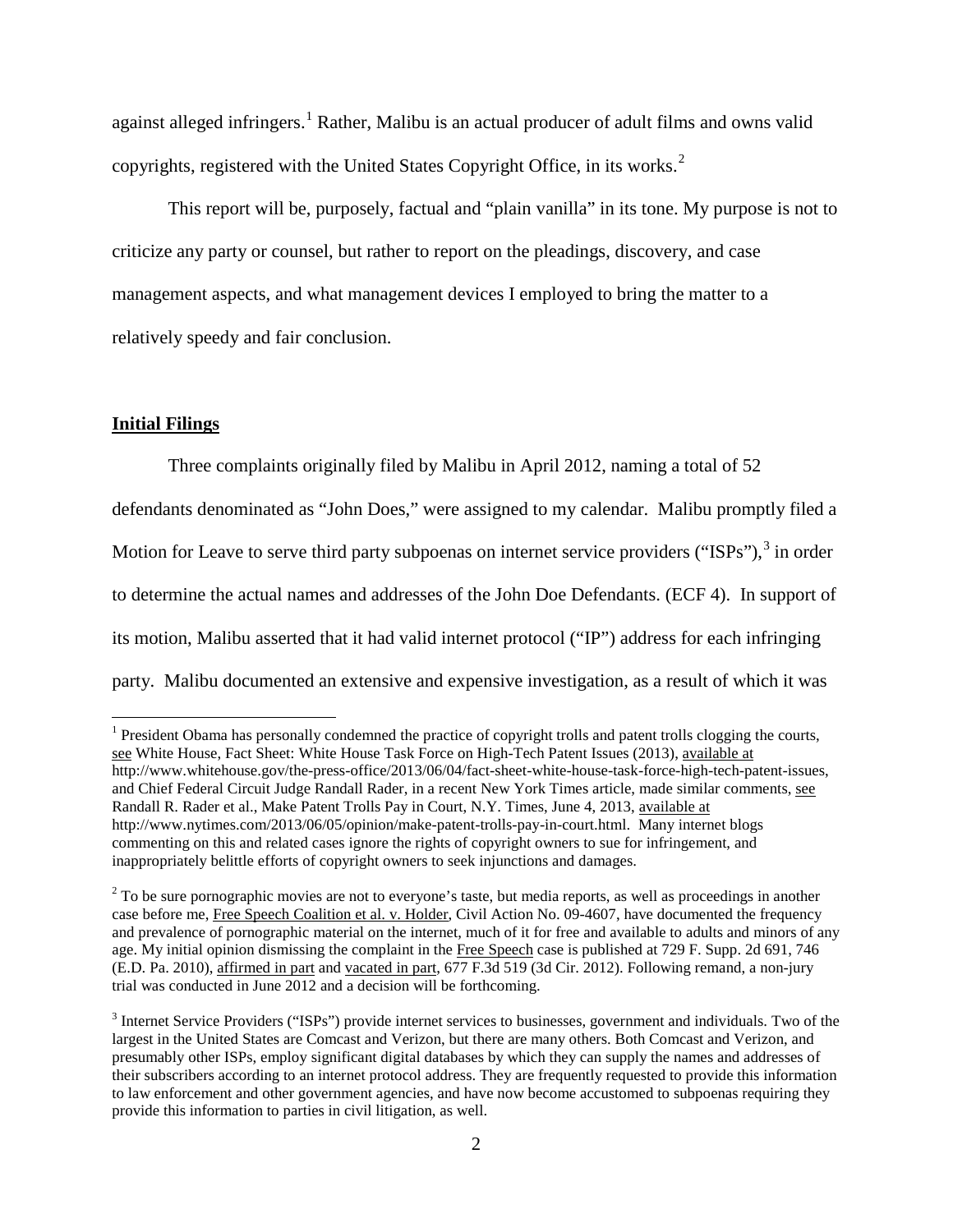against alleged infringers.[1] Rather, Malibu is an actual producer of adult films and owns valid copyrights, registered with the United States Copyright Office, in its works.[2]

This report will be, purposely, factual and "plain vanilla" in its tone. My purpose is not to criticize any party or counsel, but rather to report on the pleadings, discovery, and case management aspects, and what management devices I employed to bring the matter to a relatively speedy and fair conclusion.

## Initial Filings

Three complaints originally filed by Malibu in April 2012, naming a total of 52 defendants denominated as "John Does," were assigned to my calendar. Malibu promptly filed a Motion for Leave to serve third party subpoenas on internet service providers ("ISPs"),[3] in order to determine the actual names and addresses of the John Doe Defendants. (ECF 4). In support of its motion, Malibu asserted that it had valid internet protocol ("IP") address for each infringing party. Malibu documented an extensive and expensive investigation, as a result of which it was

---

[1] President Obama has personally condemned the practice of copyright trolls and patent trolls clogging the courts, see White House, Fact Sheet: White House Task Force on High-Tech Patent Issues (2013), available at http://www.whitehouse.gov/the-press-office/2013/06/04/fact-sheet-white-house-task-force-high-tech-patent-issues, and Chief Federal Circuit Judge Randall Rader, in a recent New York Times article, made similar comments, see Randall R. Rader et al., Make Patent Trolls Pay in Court, N.Y. Times, June 4, 2013, available at http://www.nytimes.com/2013/06/05/opinion/make-patent-trolls-pay-in-court.html. Many internet blogs commenting on this and related cases ignore the rights of copyright owners to sue for infringement, and inappropriately belittle efforts of copyright owners to seek injunctions and damages.

[2] To be sure pornographic movies are not to everyone's taste, but media reports, as well as proceedings in another case before me, Free Speech Coalition et al. v. Holder, Civil Action No. 09-4607, have documented the frequency and prevalence of pornographic material on the internet, much of it for free and available to adults and minors of any age. My initial opinion dismissing the complaint in the Free Speech case is published at 729 F. Supp. 2d 691, 746 (E.D. Pa. 2010), affirmed in part and vacated in part, 677 F.3d 519 (3d Cir. 2012). Following remand, a non-jury trial was conducted in June 2012 and a decision will be forthcoming.

[3] Internet Service Providers ("ISPs") provide internet services to businesses, government and individuals. Two of the largest in the United States are Comcast and Verizon, but there are many others. Both Comcast and Verizon, and presumably other ISPs, employ significant digital databases by which they can supply the names and addresses of their subscribers according to an internet protocol address. They are frequently requested to provide this information to law enforcement and other government agencies, and have now become accustomed to subpoenas requiring they provide this information to parties in civil litigation, as well.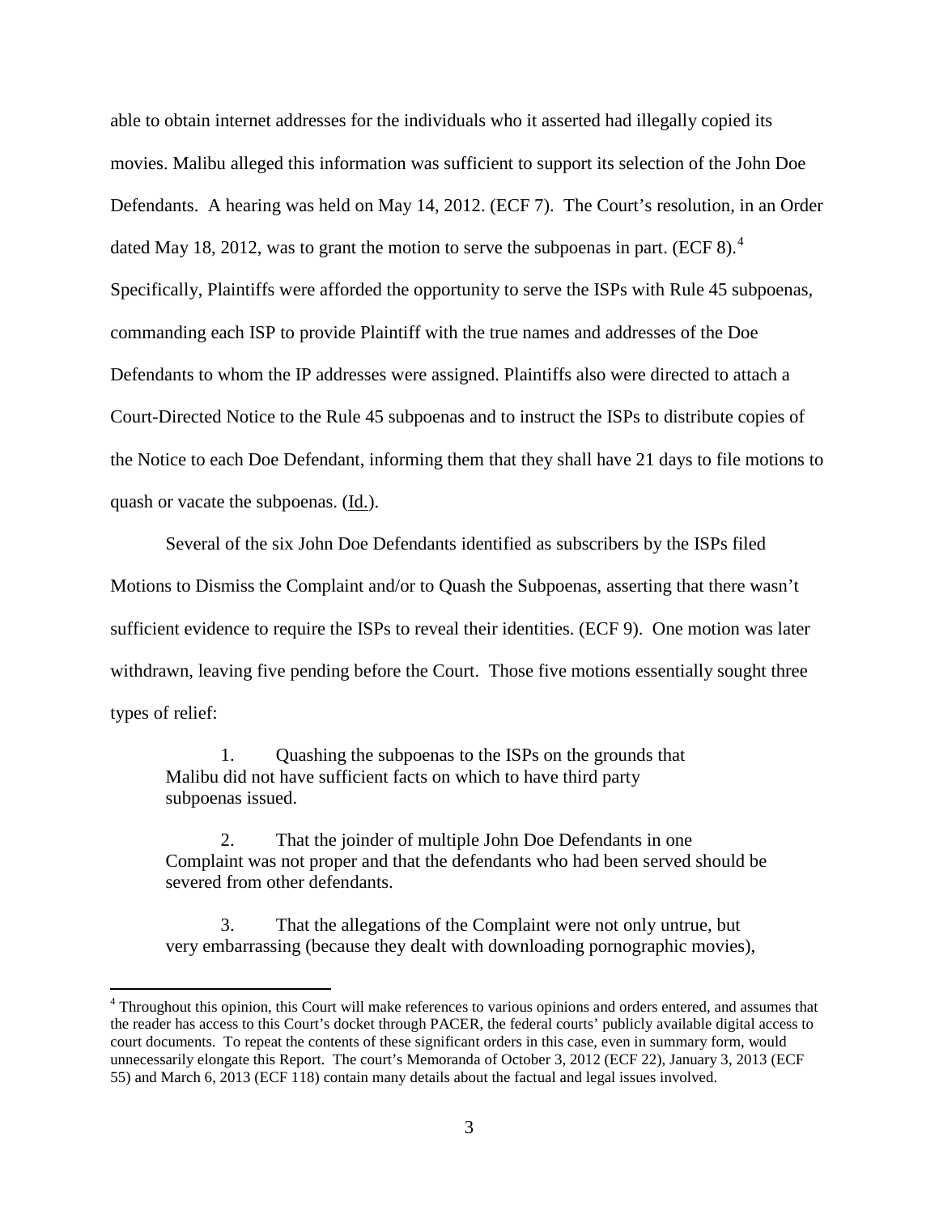able to obtain internet addresses for the individuals who it asserted had illegally copied its movies. Malibu alleged this information was sufficient to support its selection of the John Doe Defendants. A hearing was held on May 14, 2012. (ECF 7). The Court's resolution, in an Order dated May 18, 2012, was to grant the motion to serve the subpoenas in part. (ECF 8).[4] Specifically, Plaintiffs were afforded the opportunity to serve the ISPs with Rule 45 subpoenas, commanding each ISP to provide Plaintiff with the true names and addresses of the Doe Defendants to whom the IP addresses were assigned. Plaintiffs also were directed to attach a Court-Directed Notice to the Rule 45 subpoenas and to instruct the ISPs to distribute copies of the Notice to each Doe Defendant, informing them that they shall have 21 days to file motions to quash or vacate the subpoenas. (Id.).

Several of the six John Doe Defendants identified as subscribers by the ISPs filed Motions to Dismiss the Complaint and/or to Quash the Subpoenas, asserting that there wasn't sufficient evidence to require the ISPs to reveal their identities. (ECF 9). One motion was later withdrawn, leaving five pending before the Court. Those five motions essentially sought three types of relief:

> 1. Quashing the subpoenas to the ISPs on the grounds that Malibu did not have sufficient facts on which to have third party subpoenas issued.
>
> 2. That the joinder of multiple John Doe Defendants in one Complaint was not proper and that the defendants who had been served should be severed from other defendants.
>
> 3. That the allegations of the Complaint were not only untrue, but very embarrassing (because they dealt with downloading pornographic movies),

[4] Throughout this opinion, this Court will make references to various opinions and orders entered, and assumes that the reader has access to this Court's docket through PACER, the federal courts' publicly available digital access to court documents. To repeat the contents of these significant orders in this case, even in summary form, would unnecessarily elongate this Report. The court's Memoranda of October 3, 2012 (ECF 22), January 3, 2013 (ECF 55) and March 6, 2013 (ECF 118) contain many details about the factual and legal issues involved.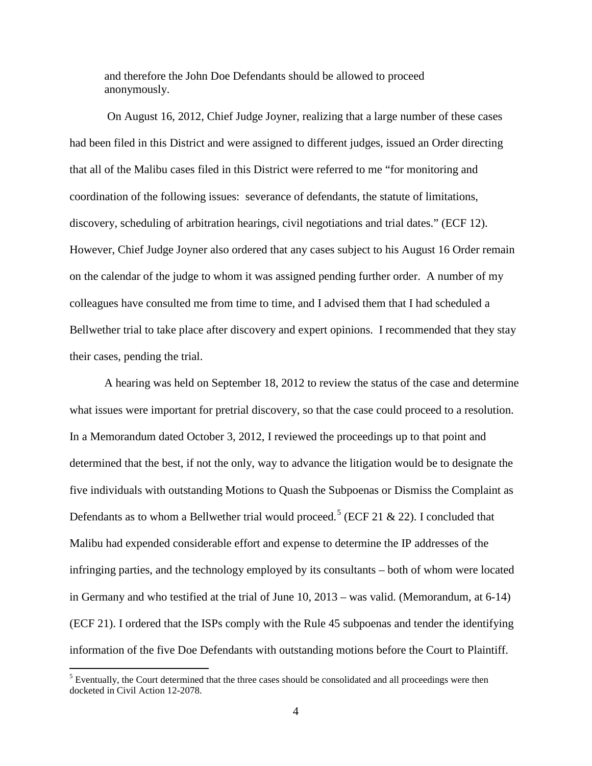and therefore the John Doe Defendants should be allowed to proceed anonymously.

On August 16, 2012, Chief Judge Joyner, realizing that a large number of these cases had been filed in this District and were assigned to different judges, issued an Order directing that all of the Malibu cases filed in this District were referred to me "for monitoring and coordination of the following issues: severance of defendants, the statute of limitations, discovery, scheduling of arbitration hearings, civil negotiations and trial dates." (ECF 12). However, Chief Judge Joyner also ordered that any cases subject to his August 16 Order remain on the calendar of the judge to whom it was assigned pending further order. A number of my colleagues have consulted me from time to time, and I advised them that I had scheduled a Bellwether trial to take place after discovery and expert opinions. I recommended that they stay their cases, pending the trial.

A hearing was held on September 18, 2012 to review the status of the case and determine what issues were important for pretrial discovery, so that the case could proceed to a resolution. In a Memorandum dated October 3, 2012, I reviewed the proceedings up to that point and determined that the best, if not the only, way to advance the litigation would be to designate the five individuals with outstanding Motions to Quash the Subpoenas or Dismiss the Complaint as Defendants as to whom a Bellwether trial would proceed.[5] (ECF 21 & 22). I concluded that Malibu had expended considerable effort and expense to determine the IP addresses of the infringing parties, and the technology employed by its consultants – both of whom were located in Germany and who testified at the trial of June 10, 2013 – was valid. (Memorandum, at 6-14) (ECF 21). I ordered that the ISPs comply with the Rule 45 subpoenas and tender the identifying information of the five Doe Defendants with outstanding motions before the Court to Plaintiff.

[5] Eventually, the Court determined that the three cases should be consolidated and all proceedings were then docketed in Civil Action 12-2078.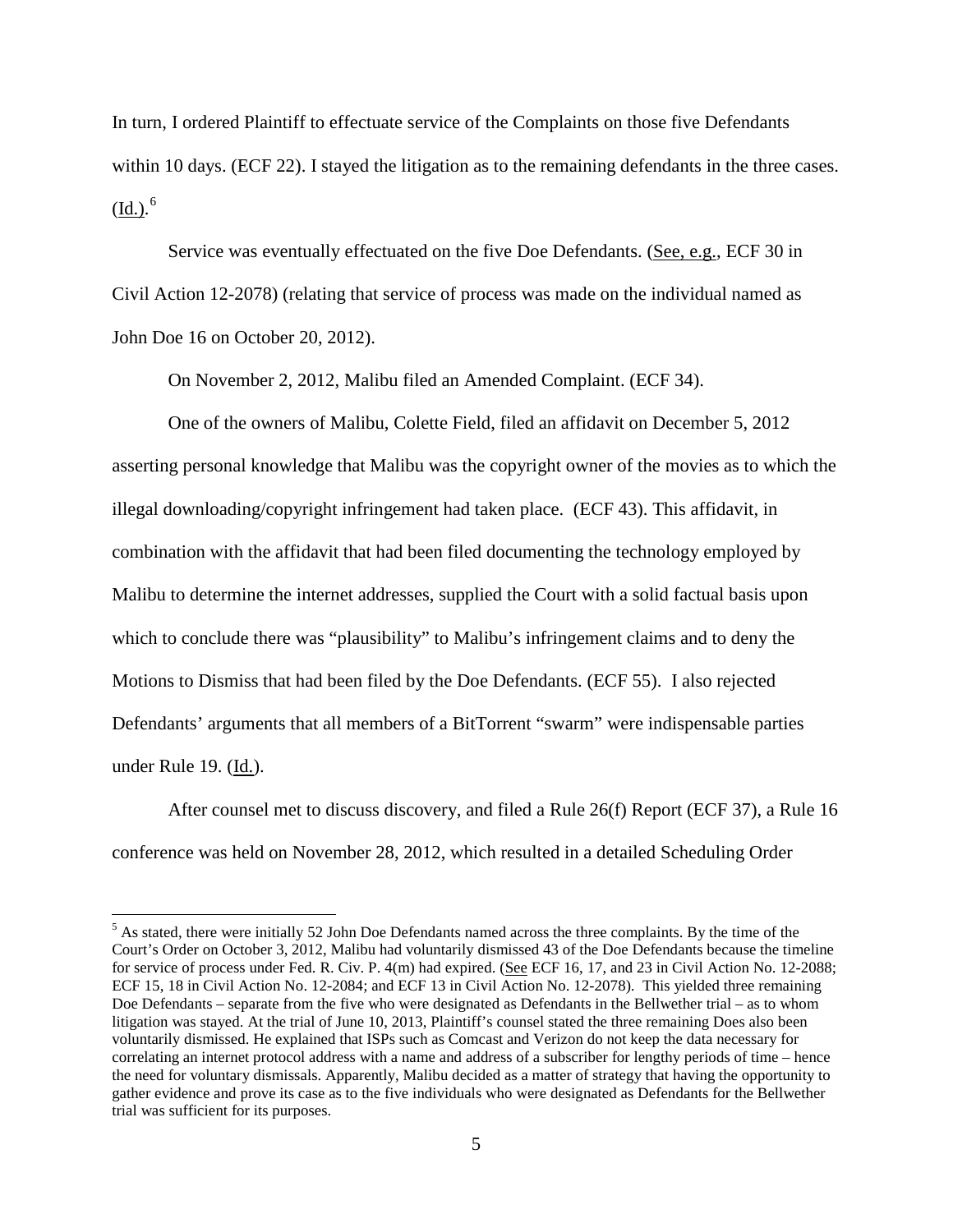In turn, I ordered Plaintiff to effectuate service of the Complaints on those five Defendants within 10 days. (ECF 22). I stayed the litigation as to the remaining defendants in the three cases. (Id.).[6]

Service was eventually effectuated on the five Doe Defendants. (See, e.g., ECF 30 in Civil Action 12-2078) (relating that service of process was made on the individual named as John Doe 16 on October 20, 2012).

On November 2, 2012, Malibu filed an Amended Complaint. (ECF 34).

One of the owners of Malibu, Colette Field, filed an affidavit on December 5, 2012 asserting personal knowledge that Malibu was the copyright owner of the movies as to which the illegal downloading/copyright infringement had taken place. (ECF 43). This affidavit, in combination with the affidavit that had been filed documenting the technology employed by Malibu to determine the internet addresses, supplied the Court with a solid factual basis upon which to conclude there was "plausibility" to Malibu's infringement claims and to deny the Motions to Dismiss that had been filed by the Doe Defendants. (ECF 55). I also rejected Defendants' arguments that all members of a BitTorrent "swarm" were indispensable parties under Rule 19. (Id.).

After counsel met to discuss discovery, and filed a Rule 26(f) Report (ECF 37), a Rule 16 conference was held on November 28, 2012, which resulted in a detailed Scheduling Order

---

[5] As stated, there were initially 52 John Doe Defendants named across the three complaints. By the time of the Court's Order on October 3, 2012, Malibu had voluntarily dismissed 43 of the Doe Defendants because the timeline for service of process under Fed. R. Civ. P. 4(m) had expired. (See ECF 16, 17, and 23 in Civil Action No. 12-2088; ECF 15, 18 in Civil Action No. 12-2084; and ECF 13 in Civil Action No. 12-2078). This yielded three remaining Doe Defendants – separate from the five who were designated as Defendants in the Bellwether trial – as to whom litigation was stayed. At the trial of June 10, 2013, Plaintiff's counsel stated the three remaining Does also been voluntarily dismissed. He explained that ISPs such as Comcast and Verizon do not keep the data necessary for correlating an internet protocol address with a name and address of a subscriber for lengthy periods of time – hence the need for voluntary dismissals. Apparently, Malibu decided as a matter of strategy that having the opportunity to gather evidence and prove its case as to the five individuals who were designated as Defendants for the Bellwether trial was sufficient for its purposes.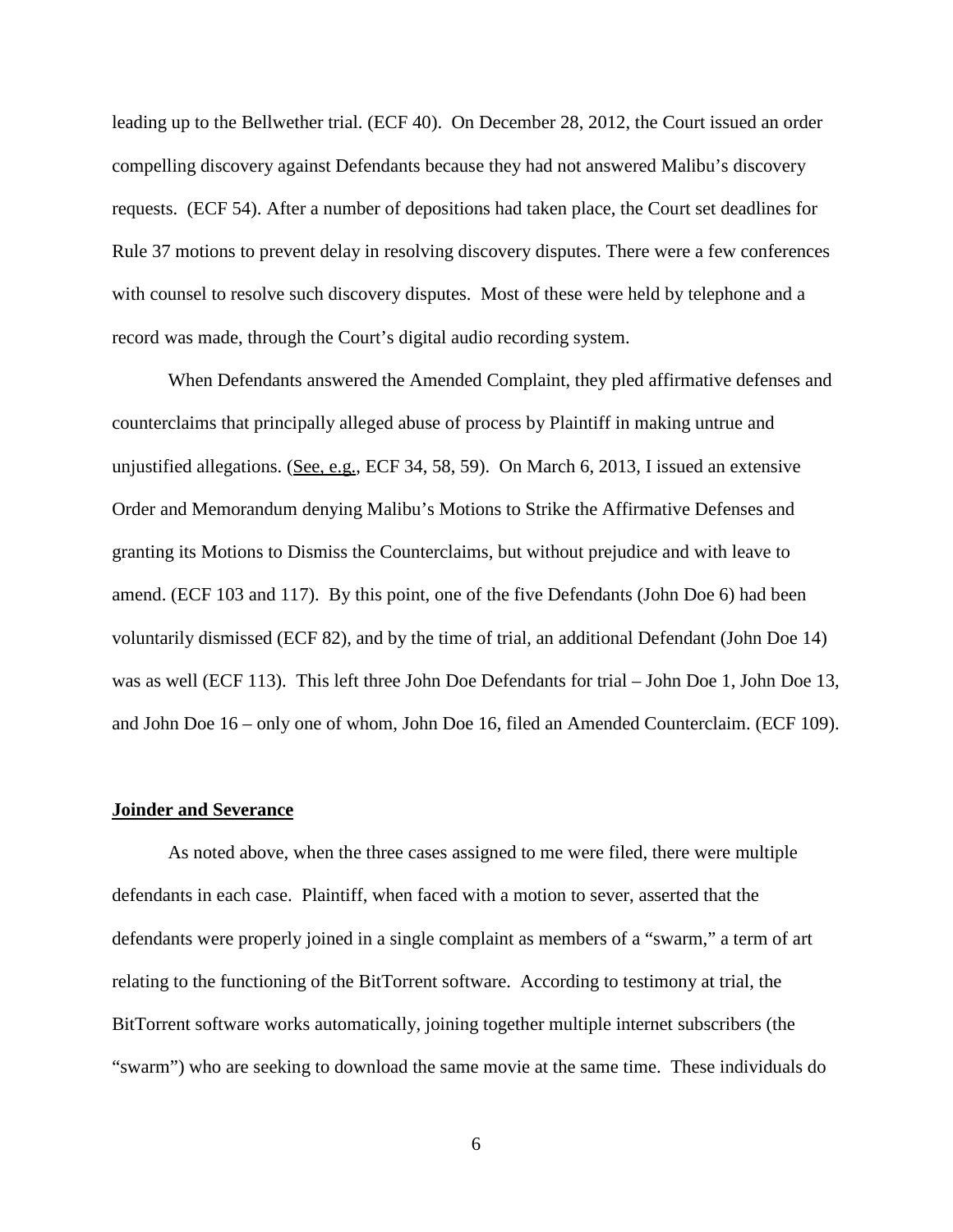leading up to the Bellwether trial. (ECF 40). On December 28, 2012, the Court issued an order compelling discovery against Defendants because they had not answered Malibu's discovery requests. (ECF 54). After a number of depositions had taken place, the Court set deadlines for Rule 37 motions to prevent delay in resolving discovery disputes. There were a few conferences with counsel to resolve such discovery disputes. Most of these were held by telephone and a record was made, through the Court's digital audio recording system.

When Defendants answered the Amended Complaint, they pled affirmative defenses and counterclaims that principally alleged abuse of process by Plaintiff in making untrue and unjustified allegations. (See, e.g., ECF 34, 58, 59). On March 6, 2013, I issued an extensive Order and Memorandum denying Malibu's Motions to Strike the Affirmative Defenses and granting its Motions to Dismiss the Counterclaims, but without prejudice and with leave to amend. (ECF 103 and 117). By this point, one of the five Defendants (John Doe 6) had been voluntarily dismissed (ECF 82), and by the time of trial, an additional Defendant (John Doe 14) was as well (ECF 113). This left three John Doe Defendants for trial – John Doe 1, John Doe 13, and John Doe 16 – only one of whom, John Doe 16, filed an Amended Counterclaim. (ECF 109).

**Joinder and Severance**

As noted above, when the three cases assigned to me were filed, there were multiple defendants in each case. Plaintiff, when faced with a motion to sever, asserted that the defendants were properly joined in a single complaint as members of a "swarm," a term of art relating to the functioning of the BitTorrent software. According to testimony at trial, the BitTorrent software works automatically, joining together multiple internet subscribers (the "swarm") who are seeking to download the same movie at the same time. These individuals do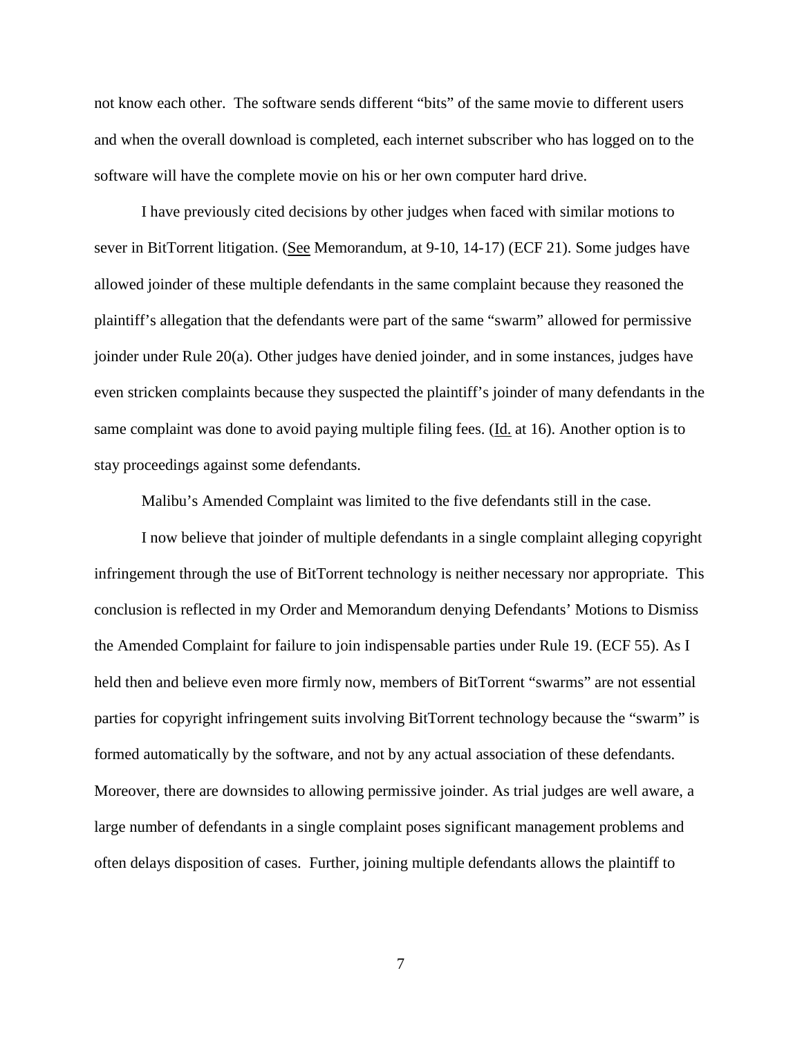not know each other. The software sends different "bits" of the same movie to different users and when the overall download is completed, each internet subscriber who has logged on to the software will have the complete movie on his or her own computer hard drive.

I have previously cited decisions by other judges when faced with similar motions to sever in BitTorrent litigation. (See Memorandum, at 9-10, 14-17) (ECF 21). Some judges have allowed joinder of these multiple defendants in the same complaint because they reasoned the plaintiff's allegation that the defendants were part of the same "swarm" allowed for permissive joinder under Rule 20(a). Other judges have denied joinder, and in some instances, judges have even stricken complaints because they suspected the plaintiff's joinder of many defendants in the same complaint was done to avoid paying multiple filing fees. (Id. at 16). Another option is to stay proceedings against some defendants.

Malibu's Amended Complaint was limited to the five defendants still in the case.

I now believe that joinder of multiple defendants in a single complaint alleging copyright infringement through the use of BitTorrent technology is neither necessary nor appropriate. This conclusion is reflected in my Order and Memorandum denying Defendants' Motions to Dismiss the Amended Complaint for failure to join indispensable parties under Rule 19. (ECF 55). As I held then and believe even more firmly now, members of BitTorrent "swarms" are not essential parties for copyright infringement suits involving BitTorrent technology because the "swarm" is formed automatically by the software, and not by any actual association of these defendants. Moreover, there are downsides to allowing permissive joinder. As trial judges are well aware, a large number of defendants in a single complaint poses significant management problems and often delays disposition of cases. Further, joining multiple defendants allows the plaintiff to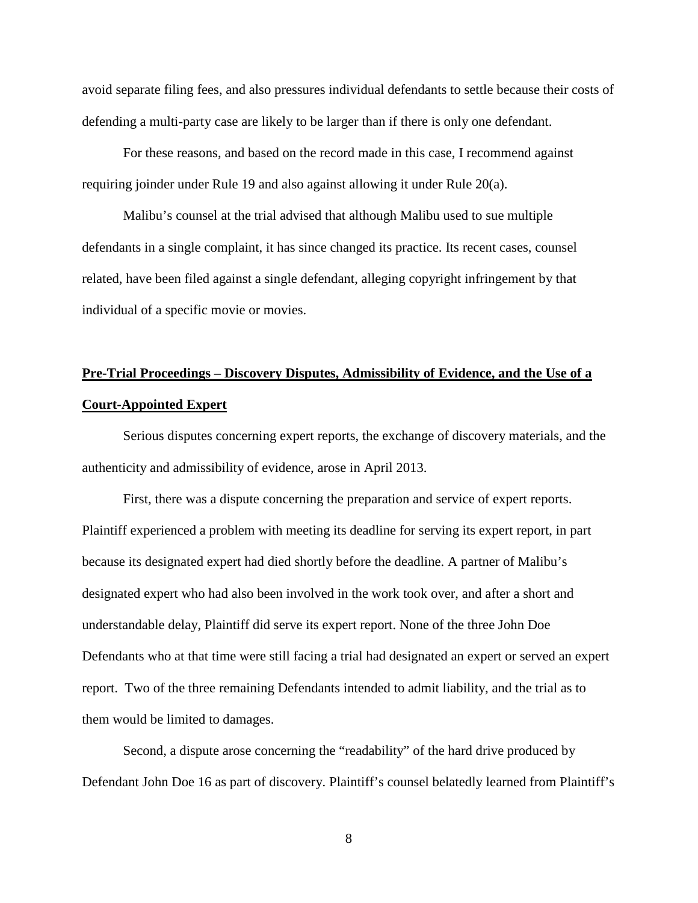avoid separate filing fees, and also pressures individual defendants to settle because their costs of defending a multi-party case are likely to be larger than if there is only one defendant.

For these reasons, and based on the record made in this case, I recommend against requiring joinder under Rule 19 and also against allowing it under Rule 20(a).

Malibu's counsel at the trial advised that although Malibu used to sue multiple defendants in a single complaint, it has since changed its practice. Its recent cases, counsel related, have been filed against a single defendant, alleging copyright infringement by that individual of a specific movie or movies.

## **Pre-Trial Proceedings – Discovery Disputes, Admissibility of Evidence, and the Use of a Court-Appointed Expert**

Serious disputes concerning expert reports, the exchange of discovery materials, and the authenticity and admissibility of evidence, arose in April 2013.

First, there was a dispute concerning the preparation and service of expert reports. Plaintiff experienced a problem with meeting its deadline for serving its expert report, in part because its designated expert had died shortly before the deadline. A partner of Malibu's designated expert who had also been involved in the work took over, and after a short and understandable delay, Plaintiff did serve its expert report. None of the three John Doe Defendants who at that time were still facing a trial had designated an expert or served an expert report. Two of the three remaining Defendants intended to admit liability, and the trial as to them would be limited to damages.

Second, a dispute arose concerning the "readability" of the hard drive produced by Defendant John Doe 16 as part of discovery. Plaintiff's counsel belatedly learned from Plaintiff's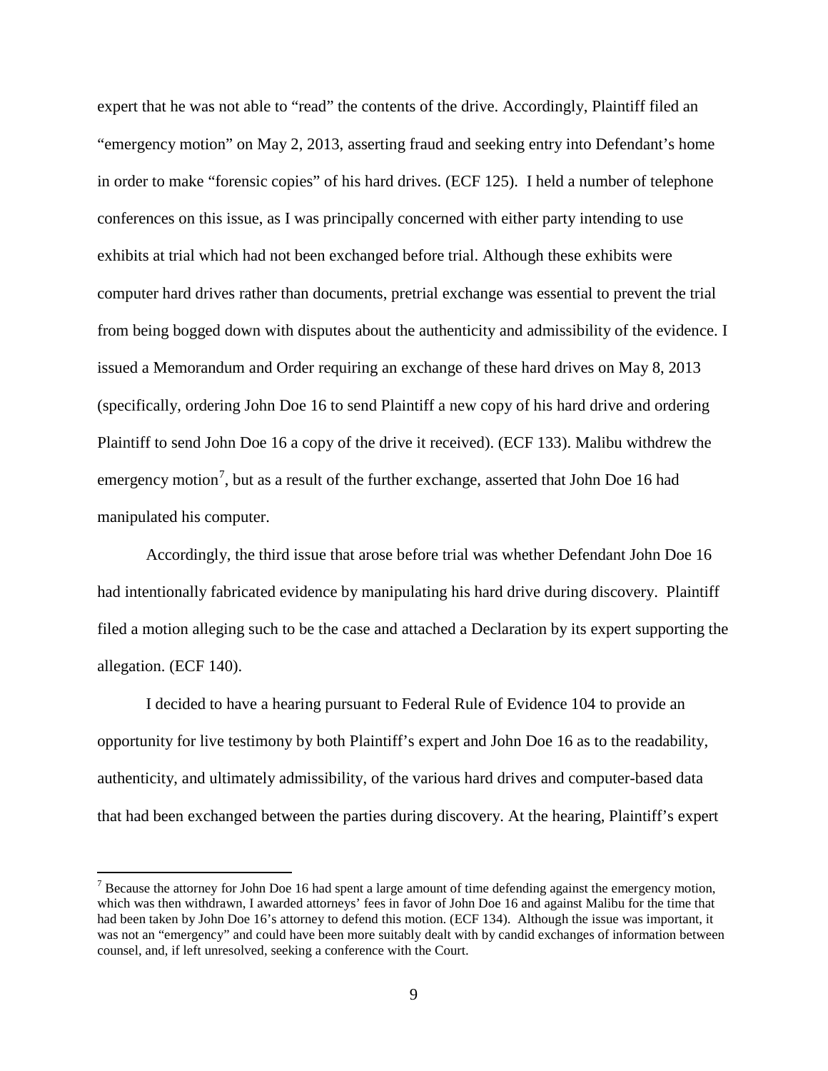expert that he was not able to "read" the contents of the drive. Accordingly, Plaintiff filed an "emergency motion" on May 2, 2013, asserting fraud and seeking entry into Defendant's home in order to make "forensic copies" of his hard drives. (ECF 125). I held a number of telephone conferences on this issue, as I was principally concerned with either party intending to use exhibits at trial which had not been exchanged before trial. Although these exhibits were computer hard drives rather than documents, pretrial exchange was essential to prevent the trial from being bogged down with disputes about the authenticity and admissibility of the evidence. I issued a Memorandum and Order requiring an exchange of these hard drives on May 8, 2013 (specifically, ordering John Doe 16 to send Plaintiff a new copy of his hard drive and ordering Plaintiff to send John Doe 16 a copy of the drive it received). (ECF 133). Malibu withdrew the emergency motion[7], but as a result of the further exchange, asserted that John Doe 16 had manipulated his computer.

Accordingly, the third issue that arose before trial was whether Defendant John Doe 16 had intentionally fabricated evidence by manipulating his hard drive during discovery. Plaintiff filed a motion alleging such to be the case and attached a Declaration by its expert supporting the allegation. (ECF 140).

I decided to have a hearing pursuant to Federal Rule of Evidence 104 to provide an opportunity for live testimony by both Plaintiff's expert and John Doe 16 as to the readability, authenticity, and ultimately admissibility, of the various hard drives and computer-based data that had been exchanged between the parties during discovery. At the hearing, Plaintiff's expert

---

[7] Because the attorney for John Doe 16 had spent a large amount of time defending against the emergency motion, which was then withdrawn, I awarded attorneys' fees in favor of John Doe 16 and against Malibu for the time that had been taken by John Doe 16's attorney to defend this motion. (ECF 134). Although the issue was important, it was not an "emergency" and could have been more suitably dealt with by candid exchanges of information between counsel, and, if left unresolved, seeking a conference with the Court.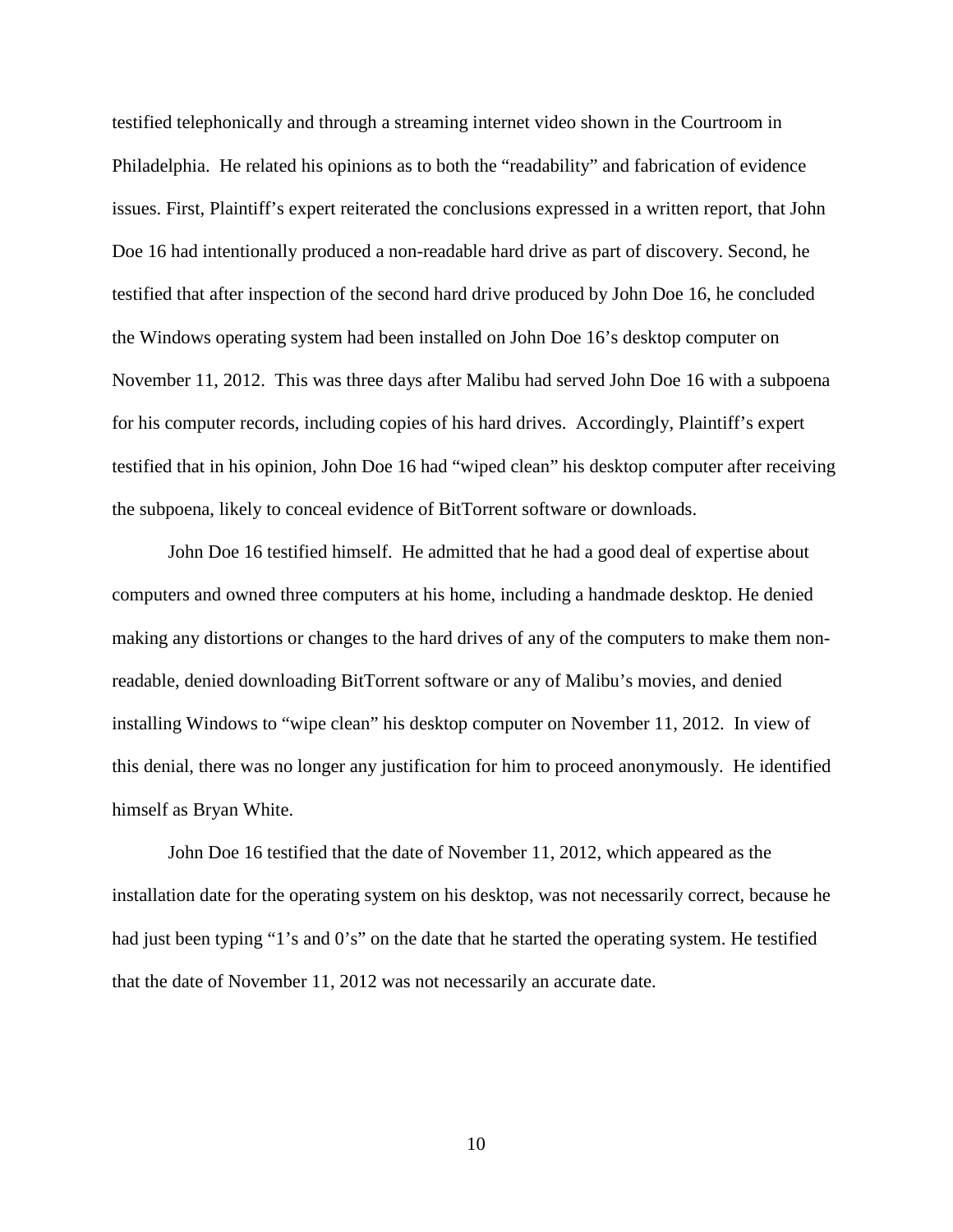testified telephonically and through a streaming internet video shown in the Courtroom in Philadelphia. He related his opinions as to both the "readability" and fabrication of evidence issues. First, Plaintiff's expert reiterated the conclusions expressed in a written report, that John Doe 16 had intentionally produced a non-readable hard drive as part of discovery. Second, he testified that after inspection of the second hard drive produced by John Doe 16, he concluded the Windows operating system had been installed on John Doe 16's desktop computer on November 11, 2012. This was three days after Malibu had served John Doe 16 with a subpoena for his computer records, including copies of his hard drives. Accordingly, Plaintiff's expert testified that in his opinion, John Doe 16 had "wiped clean" his desktop computer after receiving the subpoena, likely to conceal evidence of BitTorrent software or downloads.

John Doe 16 testified himself. He admitted that he had a good deal of expertise about computers and owned three computers at his home, including a handmade desktop. He denied making any distortions or changes to the hard drives of any of the computers to make them non-readable, denied downloading BitTorrent software or any of Malibu's movies, and denied installing Windows to "wipe clean" his desktop computer on November 11, 2012. In view of this denial, there was no longer any justification for him to proceed anonymously. He identified himself as Bryan White.

John Doe 16 testified that the date of November 11, 2012, which appeared as the installation date for the operating system on his desktop, was not necessarily correct, because he had just been typing "1's and 0's" on the date that he started the operating system. He testified that the date of November 11, 2012 was not necessarily an accurate date.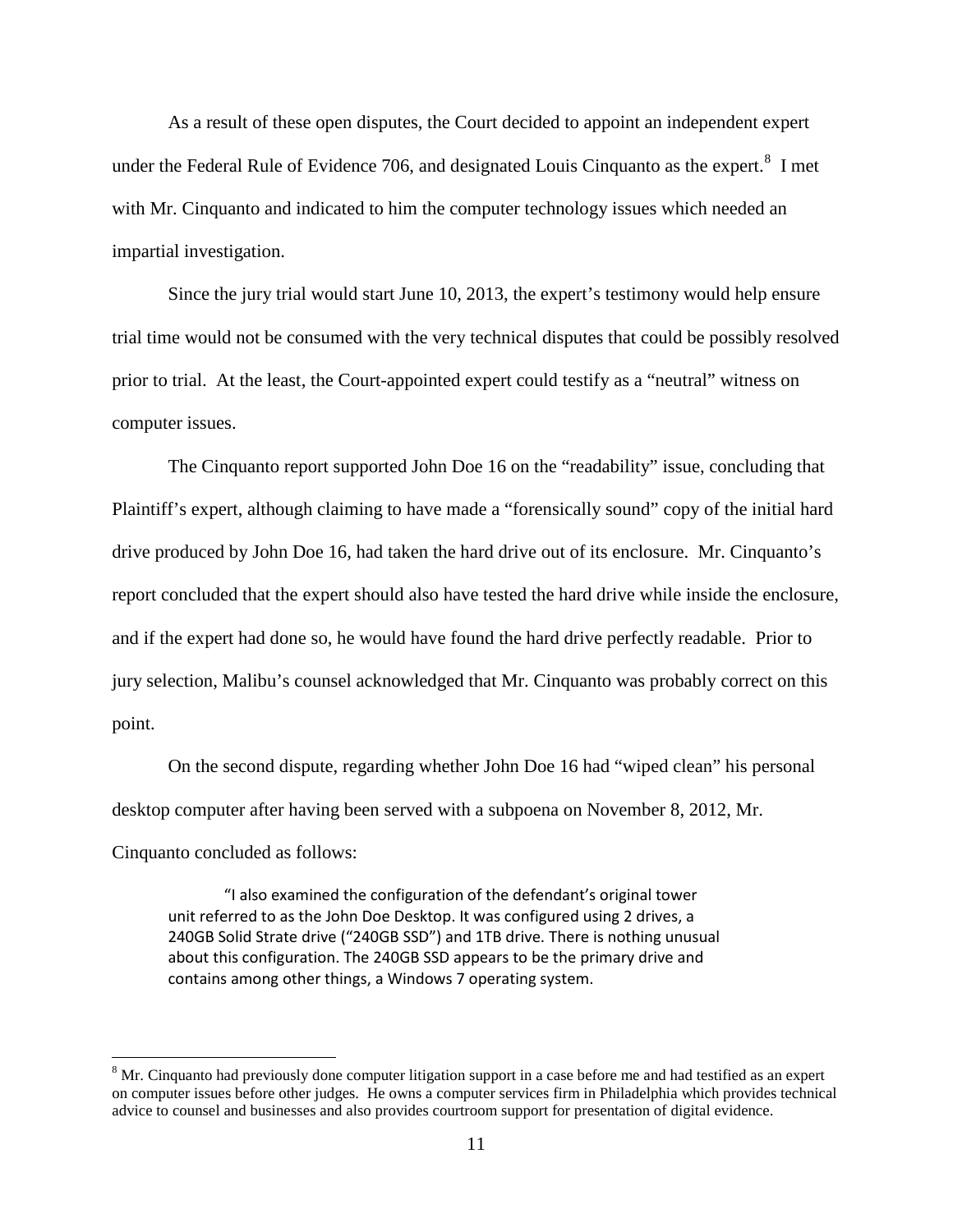As a result of these open disputes, the Court decided to appoint an independent expert under the Federal Rule of Evidence 706, and designated Louis Cinquanto as the expert.[8] I met with Mr. Cinquanto and indicated to him the computer technology issues which needed an impartial investigation.

Since the jury trial would start June 10, 2013, the expert's testimony would help ensure trial time would not be consumed with the very technical disputes that could be possibly resolved prior to trial. At the least, the Court-appointed expert could testify as a "neutral" witness on computer issues.

The Cinquanto report supported John Doe 16 on the "readability" issue, concluding that Plaintiff's expert, although claiming to have made a "forensically sound" copy of the initial hard drive produced by John Doe 16, had taken the hard drive out of its enclosure. Mr. Cinquanto's report concluded that the expert should also have tested the hard drive while inside the enclosure, and if the expert had done so, he would have found the hard drive perfectly readable. Prior to jury selection, Malibu's counsel acknowledged that Mr. Cinquanto was probably correct on this point.

On the second dispute, regarding whether John Doe 16 had "wiped clean" his personal desktop computer after having been served with a subpoena on November 8, 2012, Mr. Cinquanto concluded as follows:

> "I also examined the configuration of the defendant's original tower unit referred to as the John Doe Desktop. It was configured using 2 drives, a 240GB Solid Strate drive ("240GB SSD") and 1TB drive. There is nothing unusual about this configuration. The 240GB SSD appears to be the primary drive and contains among other things, a Windows 7 operating system.

[8] Mr. Cinquanto had previously done computer litigation support in a case before me and had testified as an expert on computer issues before other judges. He owns a computer services firm in Philadelphia which provides technical advice to counsel and businesses and also provides courtroom support for presentation of digital evidence.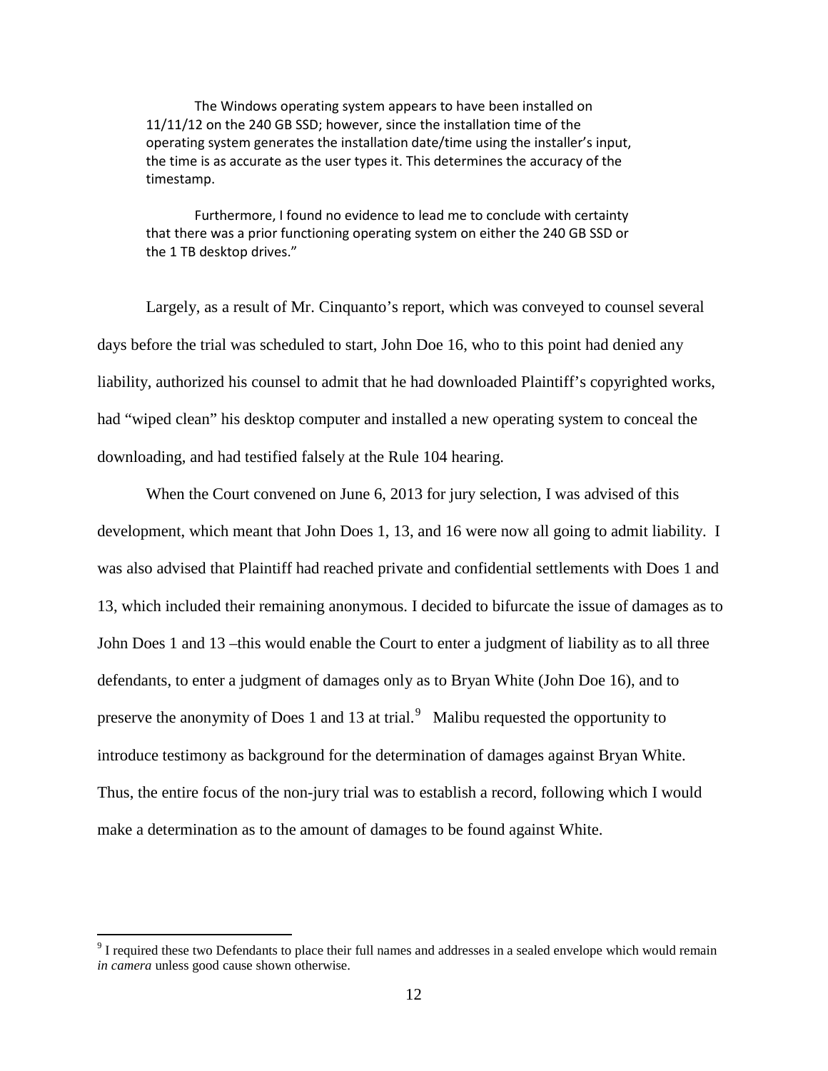> The Windows operating system appears to have been installed on 11/11/12 on the 240 GB SSD; however, since the installation time of the operating system generates the installation date/time using the installer's input, the time is as accurate as the user types it. This determines the accuracy of the timestamp.
>
> Furthermore, I found no evidence to lead me to conclude with certainty that there was a prior functioning operating system on either the 240 GB SSD or the 1 TB desktop drives."

Largely, as a result of Mr. Cinquanto's report, which was conveyed to counsel several days before the trial was scheduled to start, John Doe 16, who to this point had denied any liability, authorized his counsel to admit that he had downloaded Plaintiff's copyrighted works, had "wiped clean" his desktop computer and installed a new operating system to conceal the downloading, and had testified falsely at the Rule 104 hearing.

When the Court convened on June 6, 2013 for jury selection, I was advised of this development, which meant that John Does 1, 13, and 16 were now all going to admit liability. I was also advised that Plaintiff had reached private and confidential settlements with Does 1 and 13, which included their remaining anonymous. I decided to bifurcate the issue of damages as to John Does 1 and 13 –this would enable the Court to enter a judgment of liability as to all three defendants, to enter a judgment of damages only as to Bryan White (John Doe 16), and to preserve the anonymity of Does 1 and 13 at trial.[9] Malibu requested the opportunity to introduce testimony as background for the determination of damages against Bryan White. Thus, the entire focus of the non-jury trial was to establish a record, following which I would make a determination as to the amount of damages to be found against White.

---

[9] I required these two Defendants to place their full names and addresses in a sealed envelope which would remain *in camera* unless good cause shown otherwise.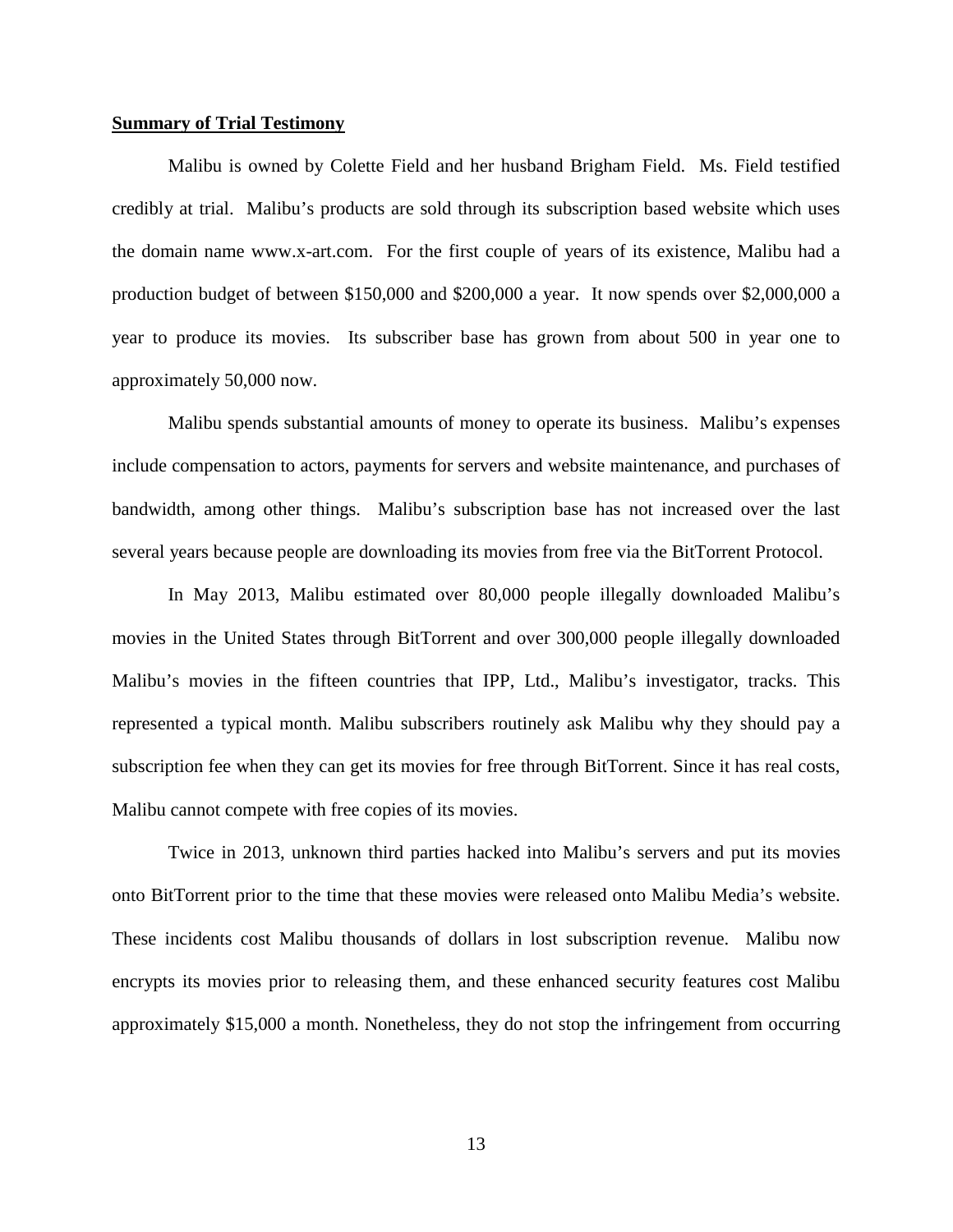**Summary of Trial Testimony**

Malibu is owned by Colette Field and her husband Brigham Field. Ms. Field testified credibly at trial. Malibu's products are sold through its subscription based website which uses the domain name www.x-art.com. For the first couple of years of its existence, Malibu had a production budget of between $150,000 and $200,000 a year. It now spends over $2,000,000 a year to produce its movies. Its subscriber base has grown from about 500 in year one to approximately 50,000 now.

Malibu spends substantial amounts of money to operate its business. Malibu's expenses include compensation to actors, payments for servers and website maintenance, and purchases of bandwidth, among other things. Malibu's subscription base has not increased over the last several years because people are downloading its movies from free via the BitTorrent Protocol.

In May 2013, Malibu estimated over 80,000 people illegally downloaded Malibu's movies in the United States through BitTorrent and over 300,000 people illegally downloaded Malibu's movies in the fifteen countries that IPP, Ltd., Malibu's investigator, tracks. This represented a typical month. Malibu subscribers routinely ask Malibu why they should pay a subscription fee when they can get its movies for free through BitTorrent. Since it has real costs, Malibu cannot compete with free copies of its movies.

Twice in 2013, unknown third parties hacked into Malibu's servers and put its movies onto BitTorrent prior to the time that these movies were released onto Malibu Media's website. These incidents cost Malibu thousands of dollars in lost subscription revenue. Malibu now encrypts its movies prior to releasing them, and these enhanced security features cost Malibu approximately $15,000 a month. Nonetheless, they do not stop the infringement from occurring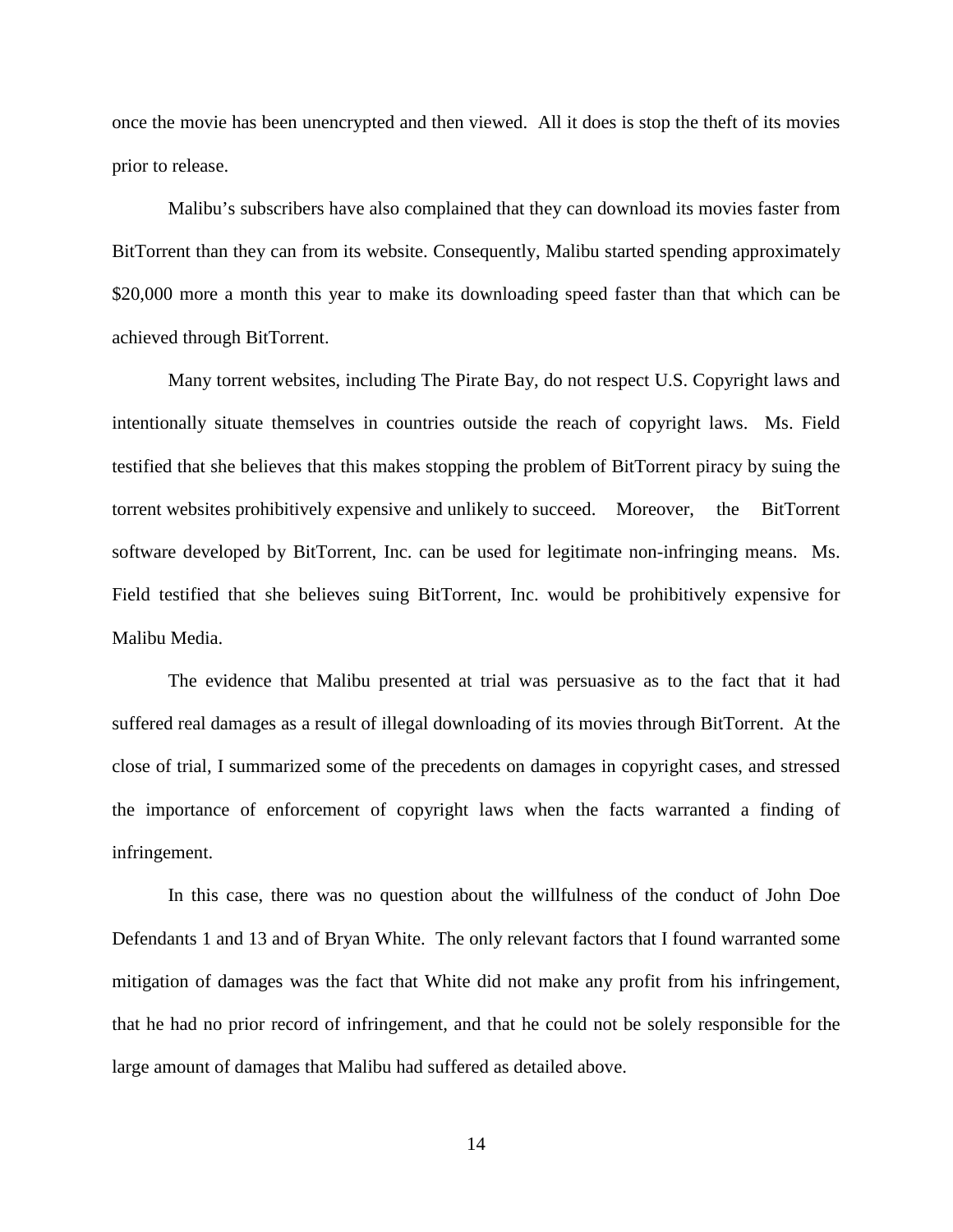once the movie has been unencrypted and then viewed. All it does is stop the theft of its movies prior to release.

Malibu's subscribers have also complained that they can download its movies faster from BitTorrent than they can from its website. Consequently, Malibu started spending approximately $20,000 more a month this year to make its downloading speed faster than that which can be achieved through BitTorrent.

Many torrent websites, including The Pirate Bay, do not respect U.S. Copyright laws and intentionally situate themselves in countries outside the reach of copyright laws. Ms. Field testified that she believes that this makes stopping the problem of BitTorrent piracy by suing the torrent websites prohibitively expensive and unlikely to succeed. Moreover, the BitTorrent software developed by BitTorrent, Inc. can be used for legitimate non-infringing means. Ms. Field testified that she believes suing BitTorrent, Inc. would be prohibitively expensive for Malibu Media.

The evidence that Malibu presented at trial was persuasive as to the fact that it had suffered real damages as a result of illegal downloading of its movies through BitTorrent. At the close of trial, I summarized some of the precedents on damages in copyright cases, and stressed the importance of enforcement of copyright laws when the facts warranted a finding of infringement.

In this case, there was no question about the willfulness of the conduct of John Doe Defendants 1 and 13 and of Bryan White. The only relevant factors that I found warranted some mitigation of damages was the fact that White did not make any profit from his infringement, that he had no prior record of infringement, and that he could not be solely responsible for the large amount of damages that Malibu had suffered as detailed above.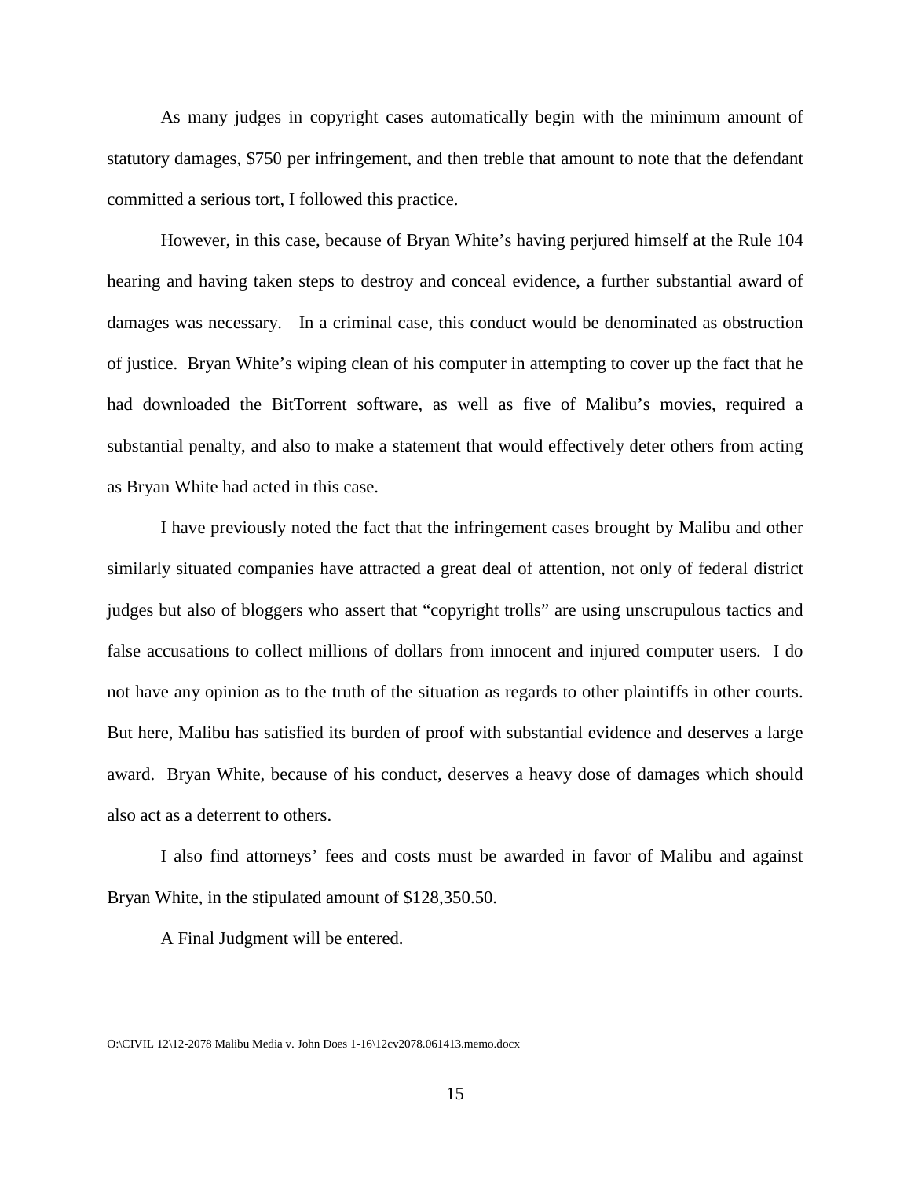As many judges in copyright cases automatically begin with the minimum amount of statutory damages, $750 per infringement, and then treble that amount to note that the defendant committed a serious tort, I followed this practice.

However, in this case, because of Bryan White's having perjured himself at the Rule 104 hearing and having taken steps to destroy and conceal evidence, a further substantial award of damages was necessary. In a criminal case, this conduct would be denominated as obstruction of justice. Bryan White's wiping clean of his computer in attempting to cover up the fact that he had downloaded the BitTorrent software, as well as five of Malibu's movies, required a substantial penalty, and also to make a statement that would effectively deter others from acting as Bryan White had acted in this case.

I have previously noted the fact that the infringement cases brought by Malibu and other similarly situated companies have attracted a great deal of attention, not only of federal district judges but also of bloggers who assert that "copyright trolls" are using unscrupulous tactics and false accusations to collect millions of dollars from innocent and injured computer users. I do not have any opinion as to the truth of the situation as regards to other plaintiffs in other courts. But here, Malibu has satisfied its burden of proof with substantial evidence and deserves a large award. Bryan White, because of his conduct, deserves a heavy dose of damages which should also act as a deterrent to others.

I also find attorneys' fees and costs must be awarded in favor of Malibu and against Bryan White, in the stipulated amount of $128,350.50.

A Final Judgment will be entered.

O:\CIVIL 12\12-2078 Malibu Media v. John Does 1-16\12cv2078.061413.memo.docx